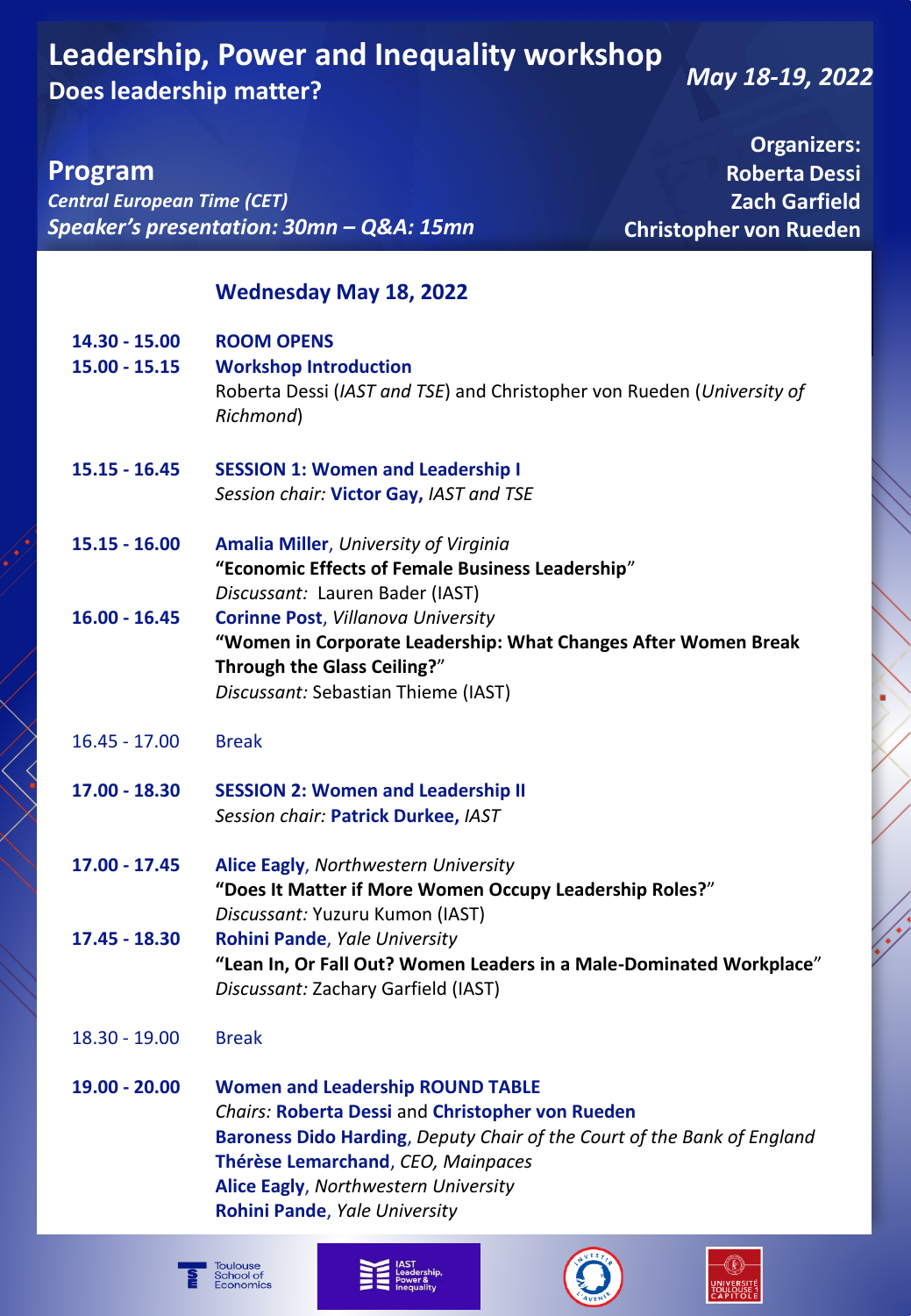# Leadership, Power and Inequality workshop

## Does leadership matter?

*May 18-19, 2022*

## Program

*Central European Time (CET)*

*Speaker's presentation: 30mn – Q&A: 15mn*

**Organizers:**
**Roberta Dessi**
**Zach Garfield**
**Christopher von Rueden**

### Wednesday May 18, 2022

**14.30 - 15.00** **ROOM OPENS**

**15.00 - 15.15** **Workshop Introduction**
Roberta Dessi (*IAST and TSE*) and Christopher von Rueden (*University of Richmond*)

**15.15 - 16.45** **SESSION 1: Women and Leadership I**
*Session chair:* **Victor Gay,** *IAST and TSE*

**15.15 - 16.00** **Amalia Miller**, *University of Virginia*
**"Economic Effects of Female Business Leadership"**
*Discussant:* Lauren Bader (IAST)

**16.00 - 16.45** **Corinne Post**, *Villanova University*
**"Women in Corporate Leadership: What Changes After Women Break Through the Glass Ceiling?"**
*Discussant:* Sebastian Thieme (IAST)

16.45 - 17.00 Break

**17.00 - 18.30** **SESSION 2: Women and Leadership II**
*Session chair:* **Patrick Durkee,** *IAST*

**17.00 - 17.45** **Alice Eagly**, *Northwestern University*
**"Does It Matter if More Women Occupy Leadership Roles?"**
*Discussant:* Yuzuru Kumon (IAST)

**17.45 - 18.30** **Rohini Pande**, *Yale University*
**"Lean In, Or Fall Out? Women Leaders in a Male-Dominated Workplace"**
*Discussant:* Zachary Garfield (IAST)

18.30 - 19.00 Break

**19.00 - 20.00** **Women and Leadership ROUND TABLE**
*Chairs:* **Roberta Dessi** and **Christopher von Rueden**
**Baroness Dido Harding**, *Deputy Chair of the Court of the Bank of England*
**Thérèse Lemarchand**, *CEO, Mainpaces*
**Alice Eagly**, *Northwestern University*
**Rohini Pande**, *Yale University*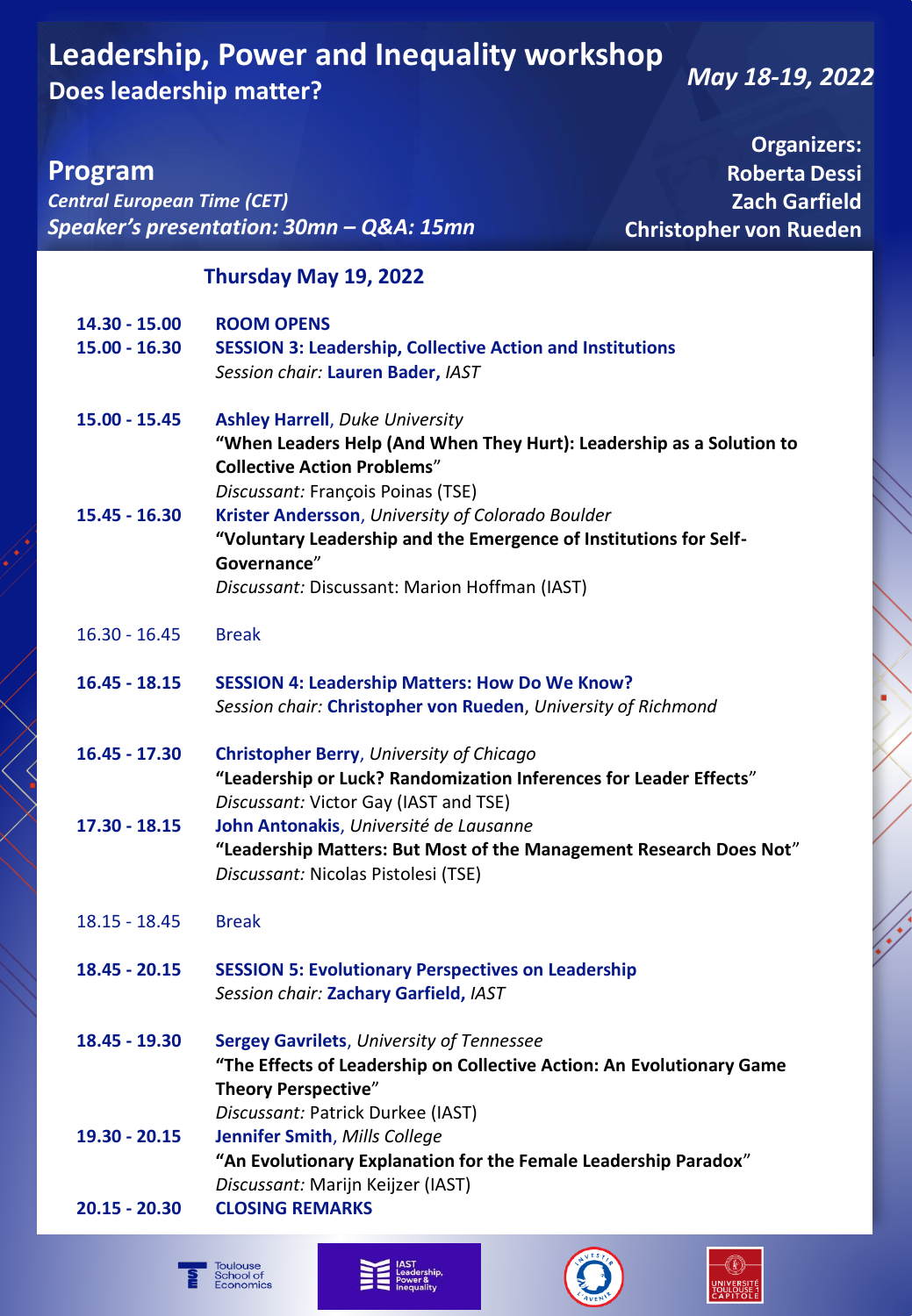# Leadership, Power and Inequality workshop

## Does leadership matter?

*May 18-19, 2022*

## Program

*Central European Time (CET)*

*Speaker's presentation: 30mn – Q&A: 15mn*

**Organizers:**
**Roberta Dessi**
**Zach Garfield**
**Christopher von Rueden**

### Thursday May 19, 2022

**14.30 - 15.00** **ROOM OPENS**

**15.00 - 16.30** **SESSION 3: Leadership, Collective Action and Institutions**
*Session chair:* **Lauren Bader,** *IAST*

**15.00 - 15.45** **Ashley Harrell**, *Duke University*
**"When Leaders Help (And When They Hurt): Leadership as a Solution to Collective Action Problems"**
*Discussant:* François Poinas (TSE)

**15.45 - 16.30** **Krister Andersson**, *University of Colorado Boulder*
**"Voluntary Leadership and the Emergence of Institutions for Self-Governance"**
*Discussant:* Discussant: Marion Hoffman (IAST)

16.30 - 16.45 Break

**16.45 - 18.15** **SESSION 4: Leadership Matters: How Do We Know?**
*Session chair:* **Christopher von Rueden**, *University of Richmond*

**16.45 - 17.30** **Christopher Berry**, *University of Chicago*
**"Leadership or Luck? Randomization Inferences for Leader Effects"**
*Discussant:* Victor Gay (IAST and TSE)

**17.30 - 18.15** **John Antonakis**, *Université de Lausanne*
**"Leadership Matters: But Most of the Management Research Does Not"**
*Discussant:* Nicolas Pistolesi (TSE)

18.15 - 18.45 Break

**18.45 - 20.15** **SESSION 5: Evolutionary Perspectives on Leadership**
*Session chair:* **Zachary Garfield,** *IAST*

**18.45 - 19.30** **Sergey Gavrilets**, *University of Tennessee*
**"The Effects of Leadership on Collective Action: An Evolutionary Game Theory Perspective"**
*Discussant:* Patrick Durkee (IAST)

**19.30 - 20.15** **Jennifer Smith**, *Mills College*
**"An Evolutionary Explanation for the Female Leadership Paradox"**
*Discussant:* Marijn Keijzer (IAST)

**20.15 - 20.30** **CLOSING REMARKS**